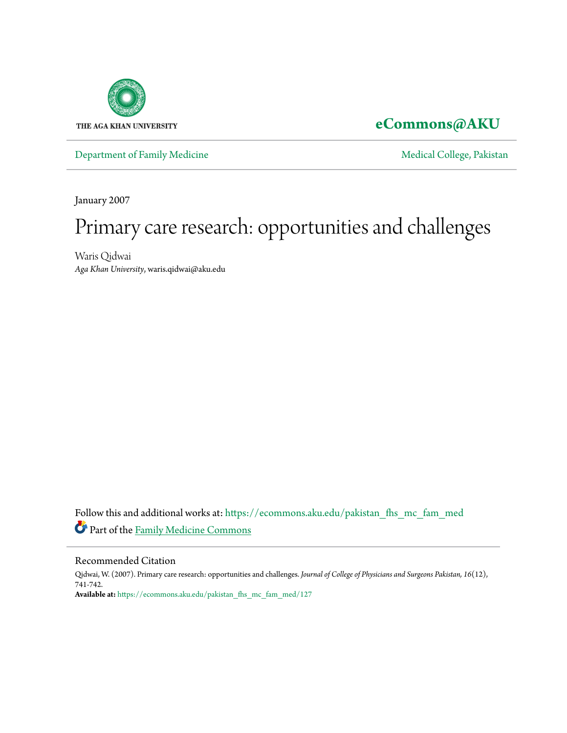THE AGA KHAN UNIVERSITY

**eCommons@AKU**

Department of Family Medicine

Medical College, Pakistan

January 2007

# Primary care research: opportunities and challenges

Waris Qidwai
*Aga Khan University*, waris.qidwai@aku.edu

Follow this and additional works at: https://ecommons.aku.edu/pakistan_fhs_mc_fam_med

Part of the Family Medicine Commons

## Recommended Citation

Qidwai, W. (2007). Primary care research: opportunities and challenges. *Journal of College of Physicians and Surgeons Pakistan, 16*(12), 741-742.

**Available at:** https://ecommons.aku.edu/pakistan_fhs_mc_fam_med/127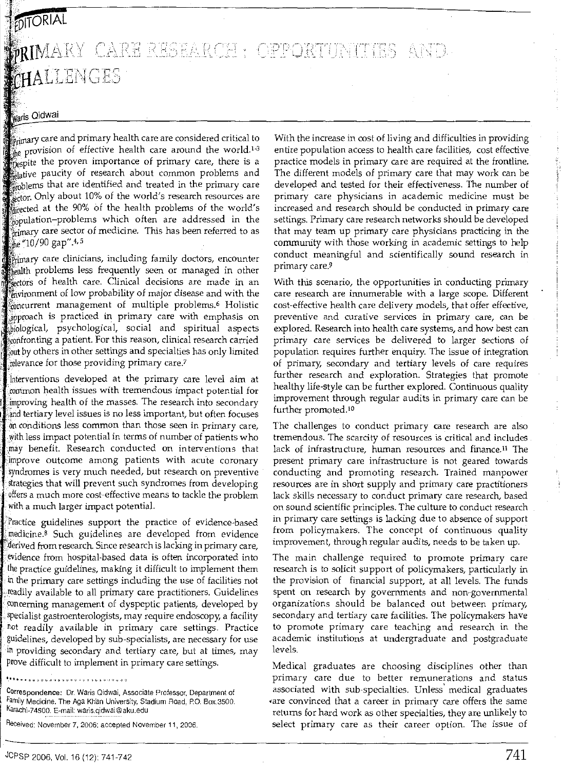EDITORIAL

# PRIMARY CARE RESEARCH: OPPORTUNITIES AND CHALLENGES

Waris Qidwai

Primary care and primary health care are considered critical to the provision of effective health care around the world.[1-3] Despite the proven importance of primary care, there is a relative paucity of research about common problems and problems that are identified and treated in the primary care sector. Only about 10% of the world's research resources are directed at the 90% of the health problems of the world's population–problems which often are addressed in the primary care sector of medicine. This has been referred to as the "10/90 gap".[4,5]

Primary care clinicians, including family doctors, encounter health problems less frequently seen or managed in other sectors of health care. Clinical decisions are made in an environment of low probability of major disease and with the concurrent management of multiple problems.[6] Holistic approach is practiced in primary care with emphasis on biological, psychological, social and spiritual aspects confronting a patient. For this reason, clinical research carried out by others in other settings and specialties has only limited relevance for those providing primary care.[7]

Interventions developed at the primary care level aim at common health issues with tremendous impact potential for improving health of the masses. The research into secondary and tertiary level issues is no less important, but often focuses on conditions less common than those seen in primary care, with less impact potential in terms of number of patients who may benefit. Research conducted on interventions that improve outcome among patients with acute coronary syndromes is very much needed, but research on preventive strategies that will prevent such syndromes from developing offers a much more cost-effective means to tackle the problem with a much larger impact potential.

Practice guidelines support the practice of evidence-based medicine.[8] Such guidelines are developed from evidence derived from research. Since research is lacking in primary care, evidence from hospital-based data is often incorporated into the practice guidelines, making it difficult to implement them in the primary care settings including the use of facilities not readily available to all primary care practitioners. Guidelines concerning management of dyspeptic patients, developed by specialist gastroenterologists, may require endoscopy, a facility not readily available in primary care settings. Practice guidelines, developed by sub-specialists, are necessary for use in providing secondary and tertiary care, but at times, may prove difficult to implement in primary care settings.

Correspondence: Dr. Waris Qidwai, Associate Professor, Department of Family Medicine, The Aga Khan University, Stadium Road, P.O. Box 3500, Karachi-74800. E-mail: waris.qidwai@aku.edu

Received: November 7, 2006; accepted November 11, 2006.

With the increase in cost of living and difficulties in providing entire population access to health care facilities, cost effective practice models in primary care are required at the frontline. The different models of primary care that may work can be developed and tested for their effectiveness. The number of primary care physicians in academic medicine must be increased and research should be conducted in primary care settings. Primary care research networks should be developed that may team up primary care physicians practicing in the community with those working in academic settings to help conduct meaningful and scientifically sound research in primary care.[9]

With this scenario, the opportunities in conducting primary care research are innumerable with a large scope. Different cost-effective health care delivery models, that offer effective, preventive and curative services in primary care, can be explored. Research into health care systems, and how best can primary care services be delivered to larger sections of population requires further enquiry. The issue of integration of primary, secondary and tertiary levels of care requires further research and exploration. Strategies that promote healthy life-style can be further explored. Continuous quality improvement through regular audits in primary care can be further promoted.[10]

The challenges to conduct primary care research are also tremendous. The scarcity of resources is critical and includes lack of infrastructure, human resources and finance.[11] The present primary care infrastructure is not geared towards conducting and promoting research. Trained manpower resources are in short supply and primary care practitioners lack skills necessary to conduct primary care research, based on sound scientific principles. The culture to conduct research in primary care settings is lacking due to absence of support from policymakers. The concept of continuous quality improvement, through regular audits, needs to be taken up.

The main challenge required to promote primary care research is to solicit support of policymakers, particularly in the provision of financial support, at all levels. The funds spent on research by governments and non-governmental organizations should be balanced out between primary, secondary and tertiary care facilities. The policymakers have to promote primary care teaching and research in the academic institutions at undergraduate and postgraduate levels.

Medical graduates are choosing disciplines other than primary care due to better remunerations and status associated with sub-specialties. Unless medical graduates are convinced that a career in primary care offers the same returns for hard work as other specialties, they are unlikely to select primary care as their career option. The issue of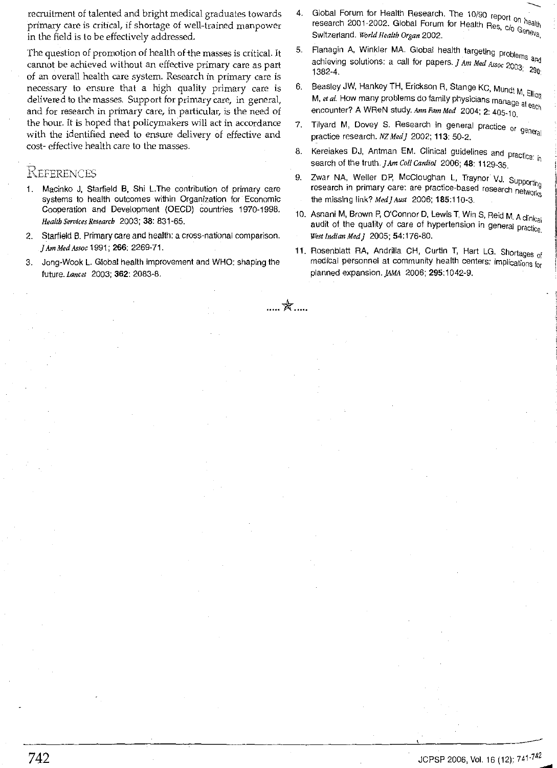recruitment of talented and bright medical graduates towards primary care is critical, if shortage of well-trained manpower in the field is to be effectively addressed.

The question of promotion of health of the masses is critical. It cannot be achieved without an effective primary care as part of an overall health care system. Research in primary care is necessary to ensure that a high quality primary care is delivered to the masses. Support for primary care, in general, and for research in primary care, in particular, is the need of the hour. It is hoped that policymakers will act in accordance with the identified need to ensure delivery of effective and cost- effective health care to the masses.

## REFERENCES

1. Macinko J, Starfield B, Shi L.The contribution of primary care systems to health outcomes within Organization for Economic Cooperation and Development (OECD) countries 1970-1998. *Health Services Research* 2003; **38**: 831-65.
2. Starfield B. Primary care and health: a cross-national comparison. *J Am Med Assoc* 1991; **266**: 2269-71.
3. Jong-Wook L. Global health improvement and WHO: shaping the future. *Lancet* 2003; **362**: 2083-8.
4. Global Forum for Health Research. The 10/90 report on health research 2001-2002. Global Forum for Health Res, c/o Geneva, Switzerland. *World Health Organ* 2002.
5. Flanagin A, Winkler MA. Global health targeting problems and achieving solutions: a call for papers. *J Am Med Assoc* 2003; **290**: 1382-4.
6. Beasley JW, Hankey TH, Erickson R, Stange KC, Mundt M, Elliott M, *et al.* How many problems do family physicians manage at each encounter? A WReN study. *Ann Fam Med* 2004; **2**: 405-10.
7. Tilyard M, Dovey S. Research in general practice or general practice research. *NZ Med J* 2002; **113**: 50-2.
8. Kereiakes DJ, Antman EM. Clinical guidelines and practice: in search of the truth. *J Am Coll Cardiol* 2006; **48**: 1129-35.
9. Zwar NA, Weller DP, McCloughan L, Traynor VJ. Supporting research in primary care: are practice-based research networks the missing link? *Med J Aust* 2006; **185**:110-3.
10. Asnani M, Brown P, O'Connor D, Lewis T, Win S, Reid M. A clinical audit of the quality of care of hypertension in general practice. *West Indian Med J* 2005; **54**:176-80.
11. Rosenblatt RA, Andrilla CH, Curtin T, Hart LG. Shortages of medical personnel at community health centers: implications for planned expansion. *JAMA* 2006; **295**:1042-9.

.....☆.....